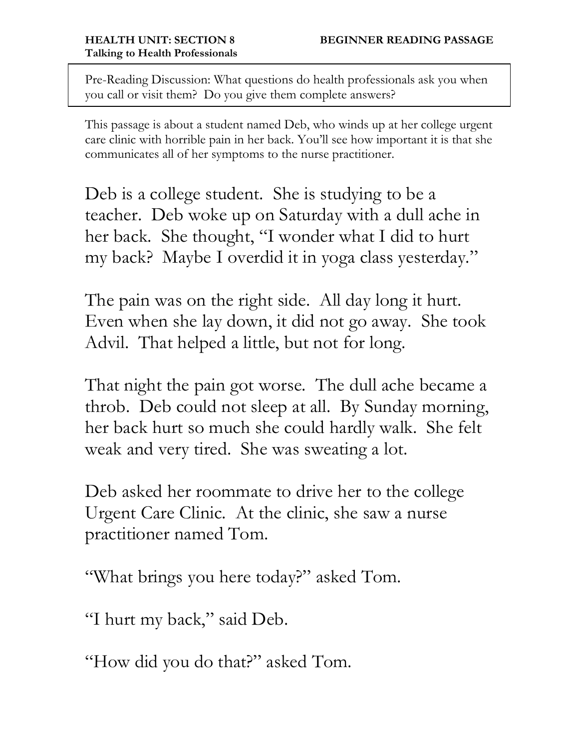**HEALTH UNIT: SECTION 8** **BEGINNER READING PASSAGE**
**Talking to Health Professionals**

Pre-Reading Discussion: What questions do health professionals ask you when you call or visit them? Do you give them complete answers?

This passage is about a student named Deb, who winds up at her college urgent care clinic with horrible pain in her back. You'll see how important it is that she communicates all of her symptoms to the nurse practitioner.

Deb is a college student. She is studying to be a teacher. Deb woke up on Saturday with a dull ache in her back. She thought, "I wonder what I did to hurt my back? Maybe I overdid it in yoga class yesterday."

The pain was on the right side. All day long it hurt. Even when she lay down, it did not go away. She took Advil. That helped a little, but not for long.

That night the pain got worse. The dull ache became a throb. Deb could not sleep at all. By Sunday morning, her back hurt so much she could hardly walk. She felt weak and very tired. She was sweating a lot.

Deb asked her roommate to drive her to the college Urgent Care Clinic. At the clinic, she saw a nurse practitioner named Tom.

"What brings you here today?" asked Tom.

"I hurt my back," said Deb.

"How did you do that?" asked Tom.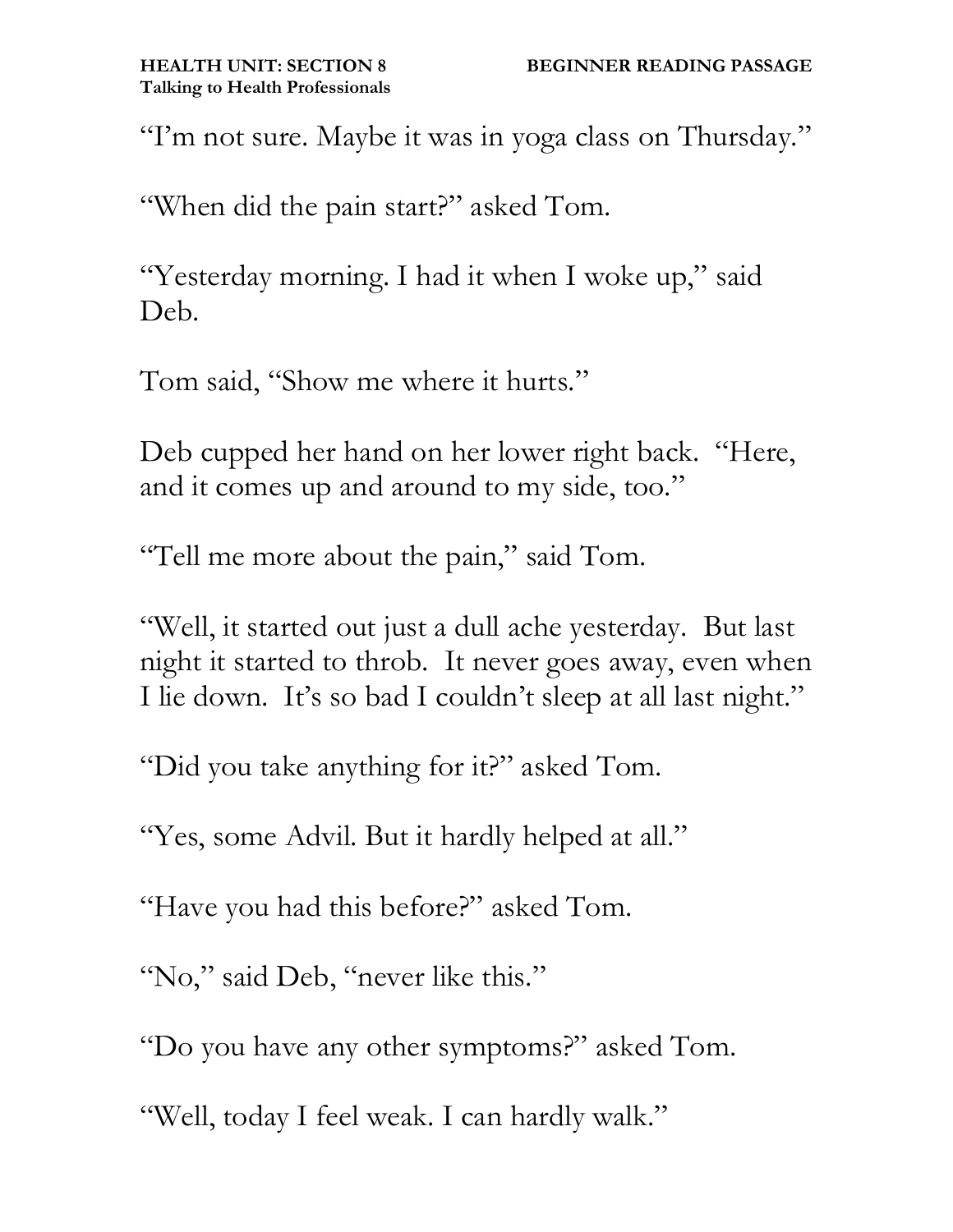"I'm not sure. Maybe it was in yoga class on Thursday."

"When did the pain start?" asked Tom.

"Yesterday morning. I had it when I woke up," said Deb.

Tom said, "Show me where it hurts."

Deb cupped her hand on her lower right back. "Here, and it comes up and around to my side, too."

"Tell me more about the pain," said Tom.

"Well, it started out just a dull ache yesterday. But last night it started to throb. It never goes away, even when I lie down. It's so bad I couldn't sleep at all last night."

"Did you take anything for it?" asked Tom.

"Yes, some Advil. But it hardly helped at all."

"Have you had this before?" asked Tom.

"No," said Deb, "never like this."

"Do you have any other symptoms?" asked Tom.

"Well, today I feel weak. I can hardly walk."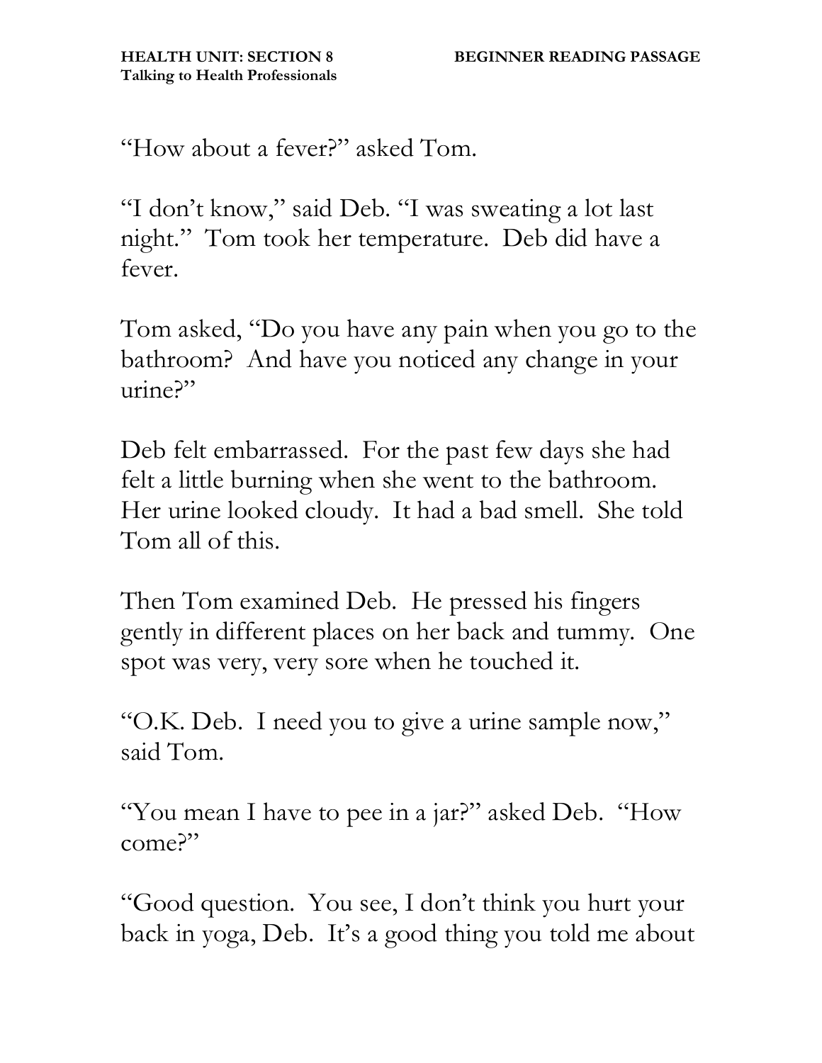"How about a fever?" asked Tom.

"I don't know," said Deb. "I was sweating a lot last night." Tom took her temperature. Deb did have a fever.

Tom asked, "Do you have any pain when you go to the bathroom? And have you noticed any change in your urine?"

Deb felt embarrassed. For the past few days she had felt a little burning when she went to the bathroom. Her urine looked cloudy. It had a bad smell. She told Tom all of this.

Then Tom examined Deb. He pressed his fingers gently in different places on her back and tummy. One spot was very, very sore when he touched it.

"O.K. Deb. I need you to give a urine sample now," said Tom.

"You mean I have to pee in a jar?" asked Deb. "How come?"

"Good question. You see, I don't think you hurt your back in yoga, Deb. It's a good thing you told me about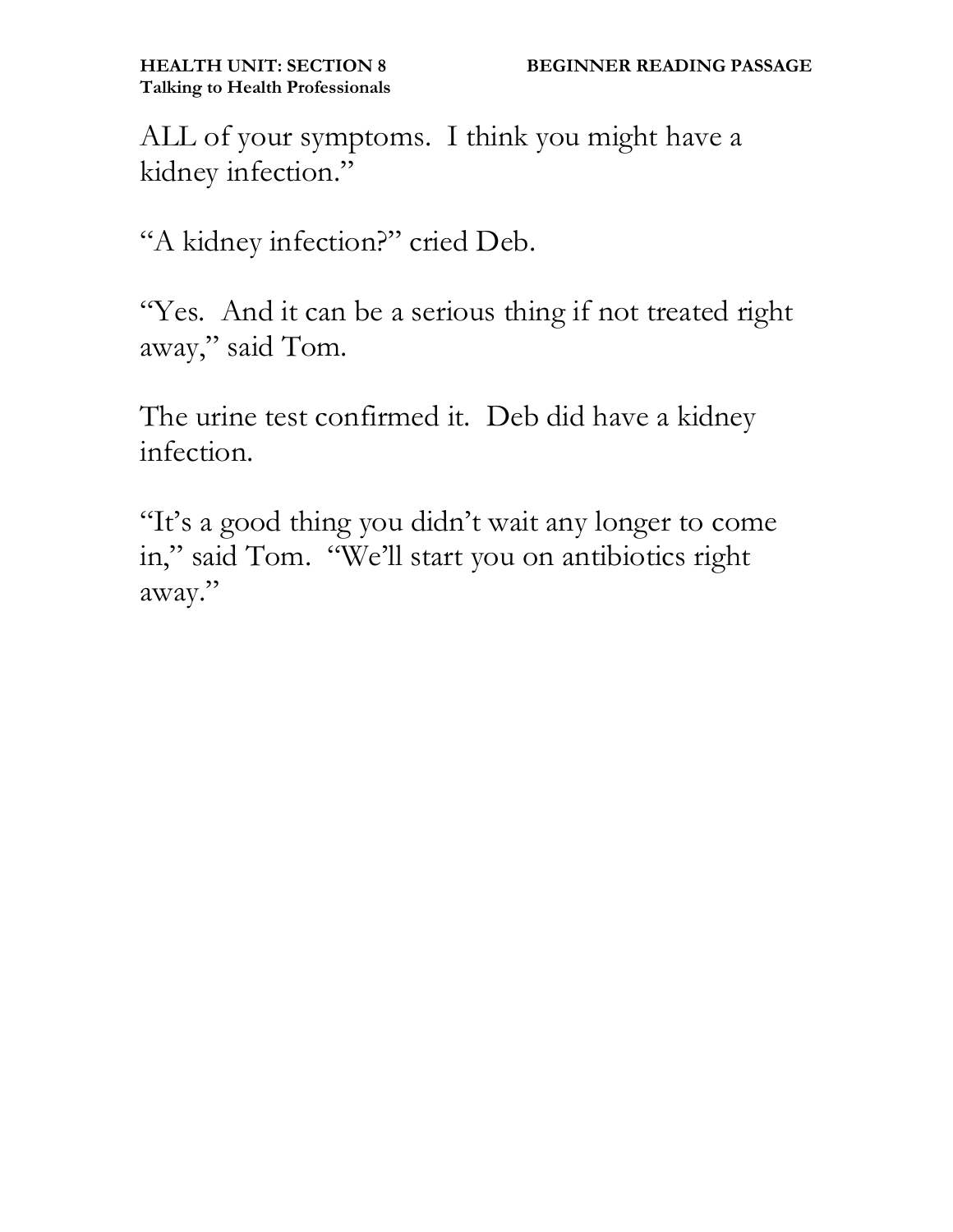ALL of your symptoms. I think you might have a kidney infection."

"A kidney infection?" cried Deb.

"Yes. And it can be a serious thing if not treated right away," said Tom.

The urine test confirmed it. Deb did have a kidney infection.

"It's a good thing you didn't wait any longer to come in," said Tom. "We'll start you on antibiotics right away."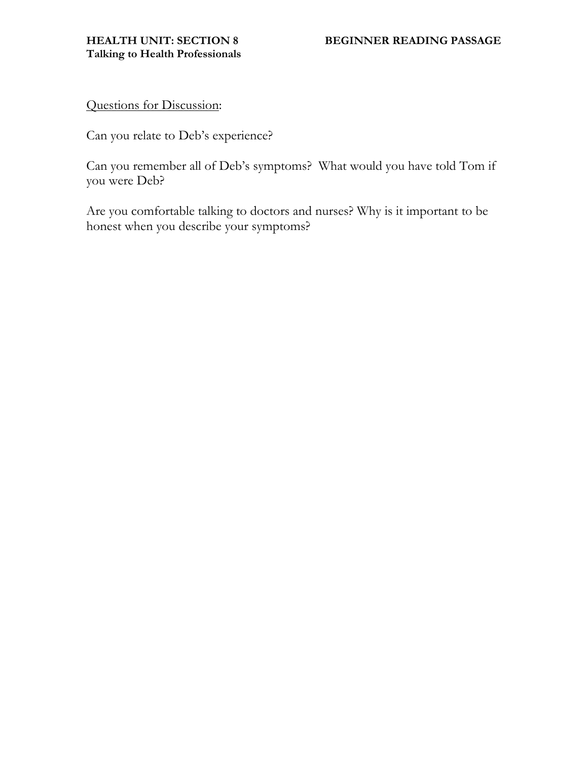Questions for Discussion:

Can you relate to Deb's experience?

Can you remember all of Deb's symptoms? What would you have told Tom if you were Deb?

Are you comfortable talking to doctors and nurses? Why is it important to be honest when you describe your symptoms?